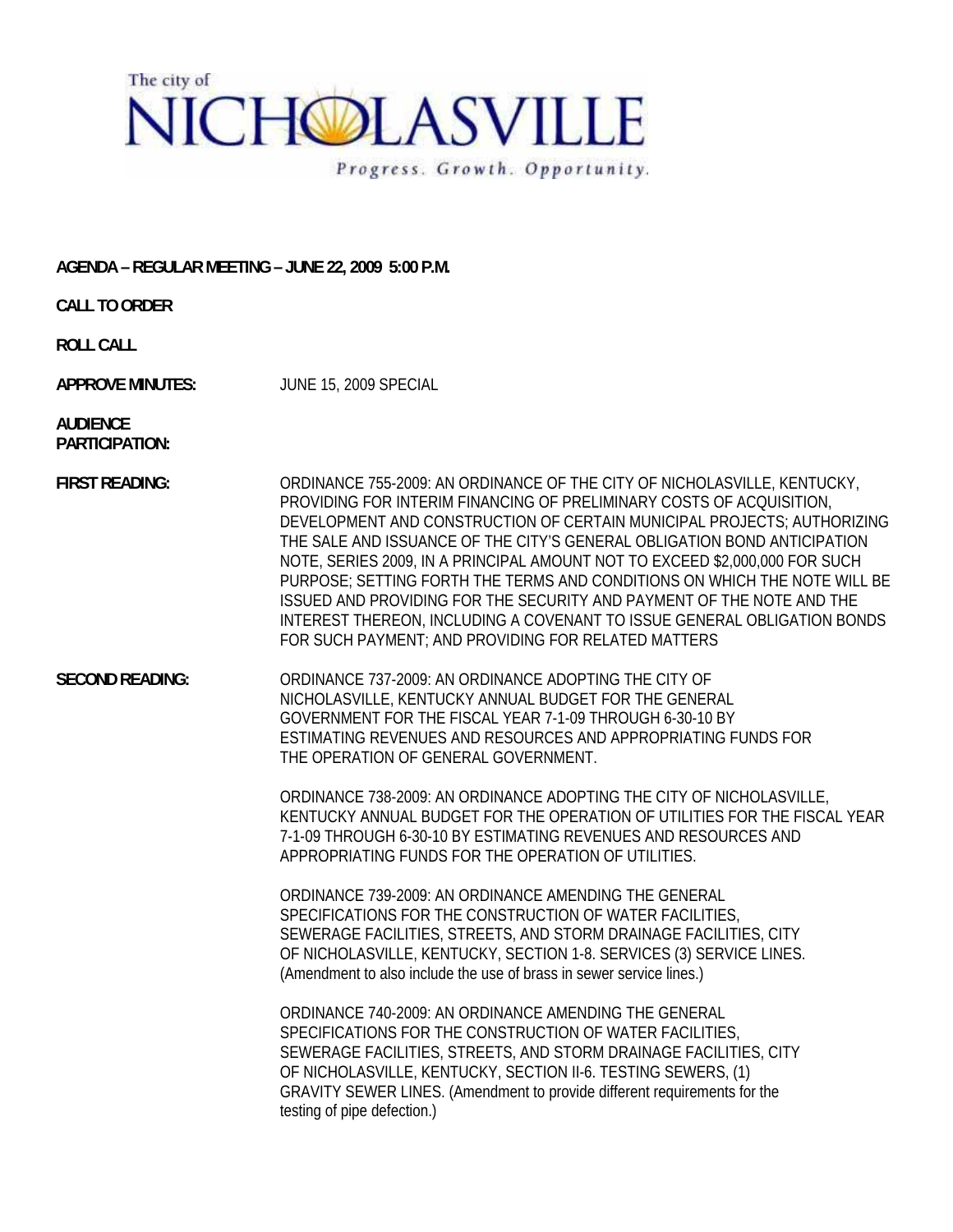The city of

# NICHOLASVILLE

*Progress. Growth. Opportunity.*

**AGENDA – REGULAR MEETING – JUNE 22, 2009 5:00 P.M.**

**CALL TO ORDER**

**ROLL CALL**

**APPROVE MINUTES:** JUNE 15, 2009 SPECIAL

**AUDIENCE PARTICIPATION:**

**FIRST READING:** ORDINANCE 755-2009: AN ORDINANCE OF THE CITY OF NICHOLASVILLE, KENTUCKY, PROVIDING FOR INTERIM FINANCING OF PRELIMINARY COSTS OF ACQUISITION, DEVELOPMENT AND CONSTRUCTION OF CERTAIN MUNICIPAL PROJECTS; AUTHORIZING THE SALE AND ISSUANCE OF THE CITY'S GENERAL OBLIGATION BOND ANTICIPATION NOTE, SERIES 2009, IN A PRINCIPAL AMOUNT NOT TO EXCEED $2,000,000 FOR SUCH PURPOSE; SETTING FORTH THE TERMS AND CONDITIONS ON WHICH THE NOTE WILL BE ISSUED AND PROVIDING FOR THE SECURITY AND PAYMENT OF THE NOTE AND THE INTEREST THEREON, INCLUDING A COVENANT TO ISSUE GENERAL OBLIGATION BONDS FOR SUCH PAYMENT; AND PROVIDING FOR RELATED MATTERS

**SECOND READING:** ORDINANCE 737-2009: AN ORDINANCE ADOPTING THE CITY OF NICHOLASVILLE, KENTUCKY ANNUAL BUDGET FOR THE GENERAL GOVERNMENT FOR THE FISCAL YEAR 7-1-09 THROUGH 6-30-10 BY ESTIMATING REVENUES AND RESOURCES AND APPROPRIATING FUNDS FOR THE OPERATION OF GENERAL GOVERNMENT.

ORDINANCE 738-2009: AN ORDINANCE ADOPTING THE CITY OF NICHOLASVILLE, KENTUCKY ANNUAL BUDGET FOR THE OPERATION OF UTILITIES FOR THE FISCAL YEAR 7-1-09 THROUGH 6-30-10 BY ESTIMATING REVENUES AND RESOURCES AND APPROPRIATING FUNDS FOR THE OPERATION OF UTILITIES.

ORDINANCE 739-2009: AN ORDINANCE AMENDING THE GENERAL SPECIFICATIONS FOR THE CONSTRUCTION OF WATER FACILITIES, SEWERAGE FACILITIES, STREETS, AND STORM DRAINAGE FACILITIES, CITY OF NICHOLASVILLE, KENTUCKY, SECTION 1-8. SERVICES (3) SERVICE LINES. (Amendment to also include the use of brass in sewer service lines.)

ORDINANCE 740-2009: AN ORDINANCE AMENDING THE GENERAL SPECIFICATIONS FOR THE CONSTRUCTION OF WATER FACILITIES, SEWERAGE FACILITIES, STREETS, AND STORM DRAINAGE FACILITIES, CITY OF NICHOLASVILLE, KENTUCKY, SECTION II-6. TESTING SEWERS, (1) GRAVITY SEWER LINES. (Amendment to provide different requirements for the testing of pipe defection.)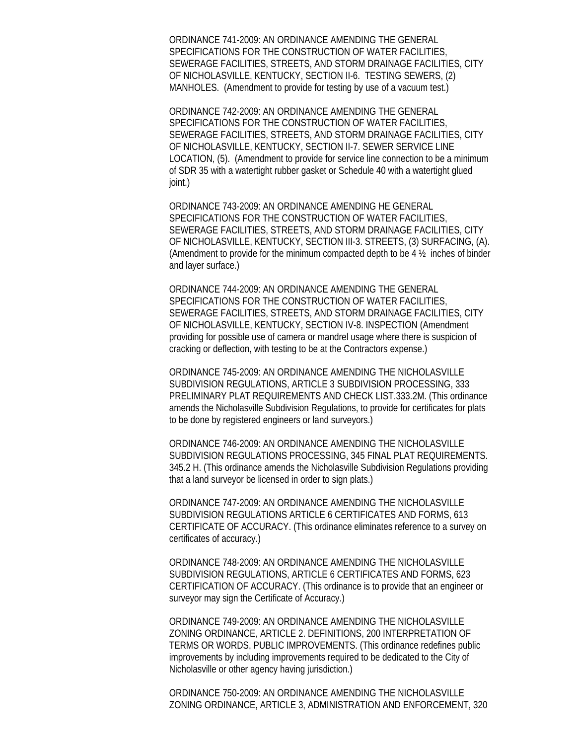ORDINANCE 741-2009: AN ORDINANCE AMENDING THE GENERAL SPECIFICATIONS FOR THE CONSTRUCTION OF WATER FACILITIES, SEWERAGE FACILITIES, STREETS, AND STORM DRAINAGE FACILITIES, CITY OF NICHOLASVILLE, KENTUCKY, SECTION II-6. TESTING SEWERS, (2) MANHOLES. (Amendment to provide for testing by use of a vacuum test.)

ORDINANCE 742-2009: AN ORDINANCE AMENDING THE GENERAL SPECIFICATIONS FOR THE CONSTRUCTION OF WATER FACILITIES, SEWERAGE FACILITIES, STREETS, AND STORM DRAINAGE FACILITIES, CITY OF NICHOLASVILLE, KENTUCKY, SECTION II-7. SEWER SERVICE LINE LOCATION, (5). (Amendment to provide for service line connection to be a minimum of SDR 35 with a watertight rubber gasket or Schedule 40 with a watertight glued joint.)

ORDINANCE 743-2009: AN ORDINANCE AMENDING HE GENERAL SPECIFICATIONS FOR THE CONSTRUCTION OF WATER FACILITIES, SEWERAGE FACILITIES, STREETS, AND STORM DRAINAGE FACILITIES, CITY OF NICHOLASVILLE, KENTUCKY, SECTION III-3. STREETS, (3) SURFACING, (A). (Amendment to provide for the minimum compacted depth to be 4 ½ inches of binder and layer surface.)

ORDINANCE 744-2009: AN ORDINANCE AMENDING THE GENERAL SPECIFICATIONS FOR THE CONSTRUCTION OF WATER FACILITIES, SEWERAGE FACILITIES, STREETS, AND STORM DRAINAGE FACILITIES, CITY OF NICHOLASVILLE, KENTUCKY, SECTION IV-8. INSPECTION (Amendment providing for possible use of camera or mandrel usage where there is suspicion of cracking or deflection, with testing to be at the Contractors expense.)

ORDINANCE 745-2009: AN ORDINANCE AMENDING THE NICHOLASVILLE SUBDIVISION REGULATIONS, ARTICLE 3 SUBDIVISION PROCESSING, 333 PRELIMINARY PLAT REQUIREMENTS AND CHECK LIST.333.2M. (This ordinance amends the Nicholasville Subdivision Regulations, to provide for certificates for plats to be done by registered engineers or land surveyors.)

ORDINANCE 746-2009: AN ORDINANCE AMENDING THE NICHOLASVILLE SUBDIVISION REGULATIONS PROCESSING, 345 FINAL PLAT REQUIREMENTS. 345.2 H. (This ordinance amends the Nicholasville Subdivision Regulations providing that a land surveyor be licensed in order to sign plats.)

ORDINANCE 747-2009: AN ORDINANCE AMENDING THE NICHOLASVILLE SUBDIVISION REGULATIONS ARTICLE 6 CERTIFICATES AND FORMS, 613 CERTIFICATE OF ACCURACY. (This ordinance eliminates reference to a survey on certificates of accuracy.)

ORDINANCE 748-2009: AN ORDINANCE AMENDING THE NICHOLASVILLE SUBDIVISION REGULATIONS, ARTICLE 6 CERTIFICATES AND FORMS, 623 CERTIFICATION OF ACCURACY. (This ordinance is to provide that an engineer or surveyor may sign the Certificate of Accuracy.)

ORDINANCE 749-2009: AN ORDINANCE AMENDING THE NICHOLASVILLE ZONING ORDINANCE, ARTICLE 2. DEFINITIONS, 200 INTERPRETATION OF TERMS OR WORDS, PUBLIC IMPROVEMENTS. (This ordinance redefines public improvements by including improvements required to be dedicated to the City of Nicholasville or other agency having jurisdiction.)

ORDINANCE 750-2009: AN ORDINANCE AMENDING THE NICHOLASVILLE ZONING ORDINANCE, ARTICLE 3, ADMINISTRATION AND ENFORCEMENT, 320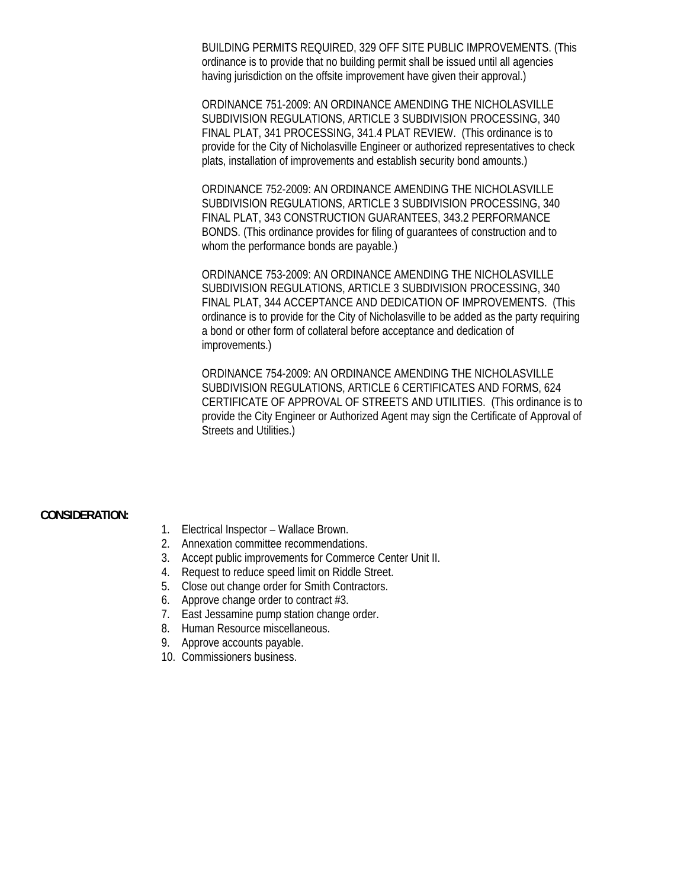BUILDING PERMITS REQUIRED, 329 OFF SITE PUBLIC IMPROVEMENTS. (This ordinance is to provide that no building permit shall be issued until all agencies having jurisdiction on the offsite improvement have given their approval.)

ORDINANCE 751-2009: AN ORDINANCE AMENDING THE NICHOLASVILLE SUBDIVISION REGULATIONS, ARTICLE 3 SUBDIVISION PROCESSING, 340 FINAL PLAT, 341 PROCESSING, 341.4 PLAT REVIEW. (This ordinance is to provide for the City of Nicholasville Engineer or authorized representatives to check plats, installation of improvements and establish security bond amounts.)

ORDINANCE 752-2009: AN ORDINANCE AMENDING THE NICHOLASVILLE SUBDIVISION REGULATIONS, ARTICLE 3 SUBDIVISION PROCESSING, 340 FINAL PLAT, 343 CONSTRUCTION GUARANTEES, 343.2 PERFORMANCE BONDS. (This ordinance provides for filing of guarantees of construction and to whom the performance bonds are payable.)

ORDINANCE 753-2009: AN ORDINANCE AMENDING THE NICHOLASVILLE SUBDIVISION REGULATIONS, ARTICLE 3 SUBDIVISION PROCESSING, 340 FINAL PLAT, 344 ACCEPTANCE AND DEDICATION OF IMPROVEMENTS. (This ordinance is to provide for the City of Nicholasville to be added as the party requiring a bond or other form of collateral before acceptance and dedication of improvements.)

ORDINANCE 754-2009: AN ORDINANCE AMENDING THE NICHOLASVILLE SUBDIVISION REGULATIONS, ARTICLE 6 CERTIFICATES AND FORMS, 624 CERTIFICATE OF APPROVAL OF STREETS AND UTILITIES. (This ordinance is to provide the City Engineer or Authorized Agent may sign the Certificate of Approval of Streets and Utilities.)

**CONSIDERATION:**

1. Electrical Inspector – Wallace Brown.
2. Annexation committee recommendations.
3. Accept public improvements for Commerce Center Unit II.
4. Request to reduce speed limit on Riddle Street.
5. Close out change order for Smith Contractors.
6. Approve change order to contract #3.
7. East Jessamine pump station change order.
8. Human Resource miscellaneous.
9. Approve accounts payable.
10. Commissioners business.